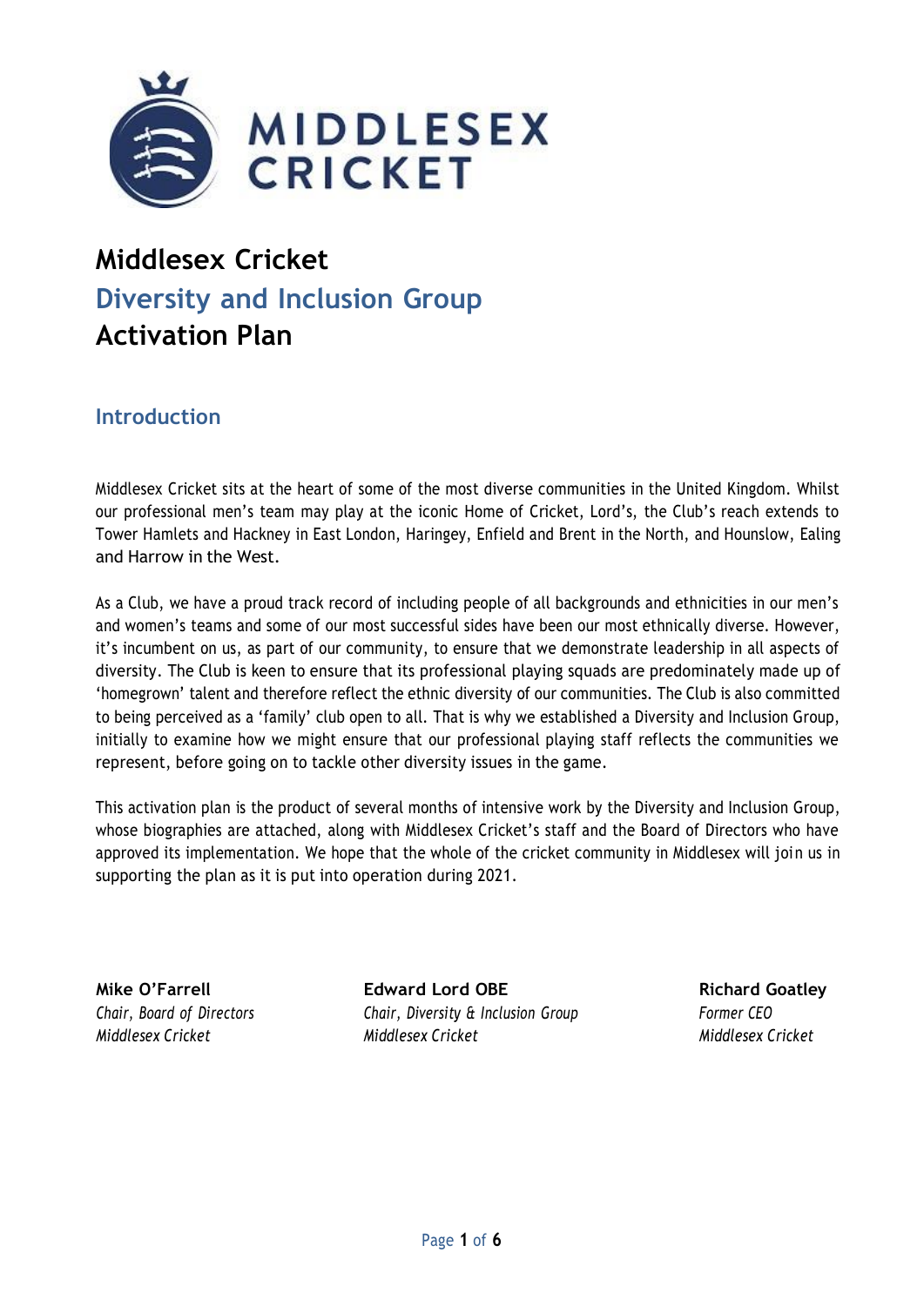# Middlesex Cricket
## Diversity and Inclusion Group
## Activation Plan

### Introduction

Middlesex Cricket sits at the heart of some of the most diverse communities in the United Kingdom. Whilst our professional men's team may play at the iconic Home of Cricket, Lord's, the Club's reach extends to Tower Hamlets and Hackney in East London, Haringey, Enfield and Brent in the North, and Hounslow, Ealing and Harrow in the West.

As a Club, we have a proud track record of including people of all backgrounds and ethnicities in our men's and women's teams and some of our most successful sides have been our most ethnically diverse. However, it's incumbent on us, as part of our community, to ensure that we demonstrate leadership in all aspects of diversity. The Club is keen to ensure that its professional playing squads are predominately made up of 'homegrown' talent and therefore reflect the ethnic diversity of our communities. The Club is also committed to being perceived as a 'family' club open to all. That is why we established a Diversity and Inclusion Group, initially to examine how we might ensure that our professional playing staff reflects the communities we represent, before going on to tackle other diversity issues in the game.

This activation plan is the product of several months of intensive work by the Diversity and Inclusion Group, whose biographies are attached, along with Middlesex Cricket's staff and the Board of Directors who have approved its implementation. We hope that the whole of the cricket community in Middlesex will join us in supporting the plan as it is put into operation during 2021.

**Mike O'Farrell**
*Chair, Board of Directors*
*Middlesex Cricket*

**Edward Lord OBE**
*Chair, Diversity & Inclusion Group*
*Middlesex Cricket*

**Richard Goatley**
*Former CEO*
*Middlesex Cricket*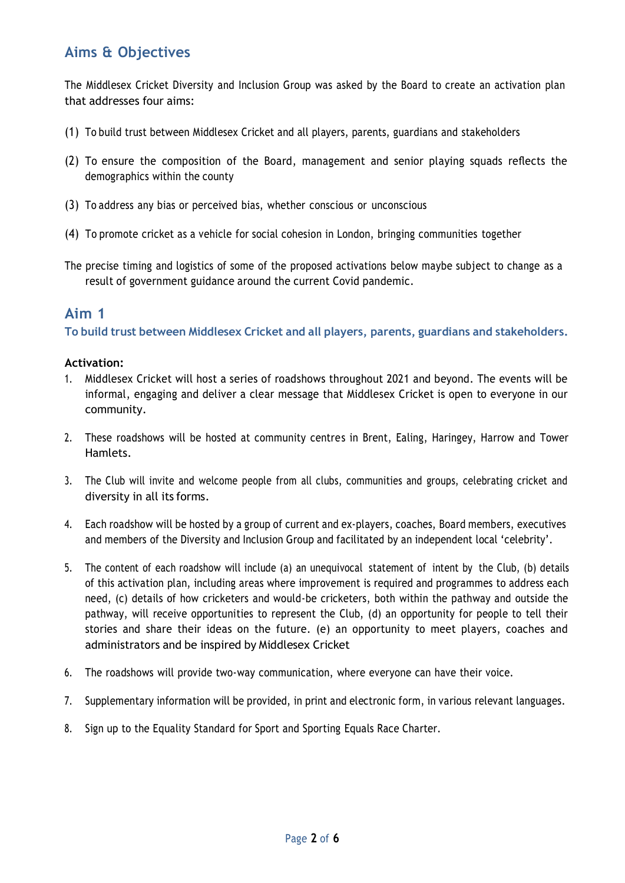## Aims & Objectives

The Middlesex Cricket Diversity and Inclusion Group was asked by the Board to create an activation plan that addresses four aims:

(1) To build trust between Middlesex Cricket and all players, parents, guardians and stakeholders

(2) To ensure the composition of the Board, management and senior playing squads reflects the demographics within the county

(3) To address any bias or perceived bias, whether conscious or unconscious

(4) To promote cricket as a vehicle for social cohesion in London, bringing communities together

The precise timing and logistics of some of the proposed activations below maybe subject to change as a result of government guidance around the current Covid pandemic.

## Aim 1

### To build trust between Middlesex Cricket and all players, parents, guardians and stakeholders.

**Activation:**

1. Middlesex Cricket will host a series of roadshows throughout 2021 and beyond. The events will be informal, engaging and deliver a clear message that Middlesex Cricket is open to everyone in our community.

2. These roadshows will be hosted at community centres in Brent, Ealing, Haringey, Harrow and Tower Hamlets.

3. The Club will invite and welcome people from all clubs, communities and groups, celebrating cricket and diversity in all its forms.

4. Each roadshow will be hosted by a group of current and ex-players, coaches, Board members, executives and members of the Diversity and Inclusion Group and facilitated by an independent local 'celebrity'.

5. The content of each roadshow will include (a) an unequivocal statement of intent by the Club, (b) details of this activation plan, including areas where improvement is required and programmes to address each need, (c) details of how cricketers and would-be cricketers, both within the pathway and outside the pathway, will receive opportunities to represent the Club, (d) an opportunity for people to tell their stories and share their ideas on the future. (e) an opportunity to meet players, coaches and administrators and be inspired by Middlesex Cricket

6. The roadshows will provide two-way communication, where everyone can have their voice.

7. Supplementary information will be provided, in print and electronic form, in various relevant languages.

8. Sign up to the Equality Standard for Sport and Sporting Equals Race Charter.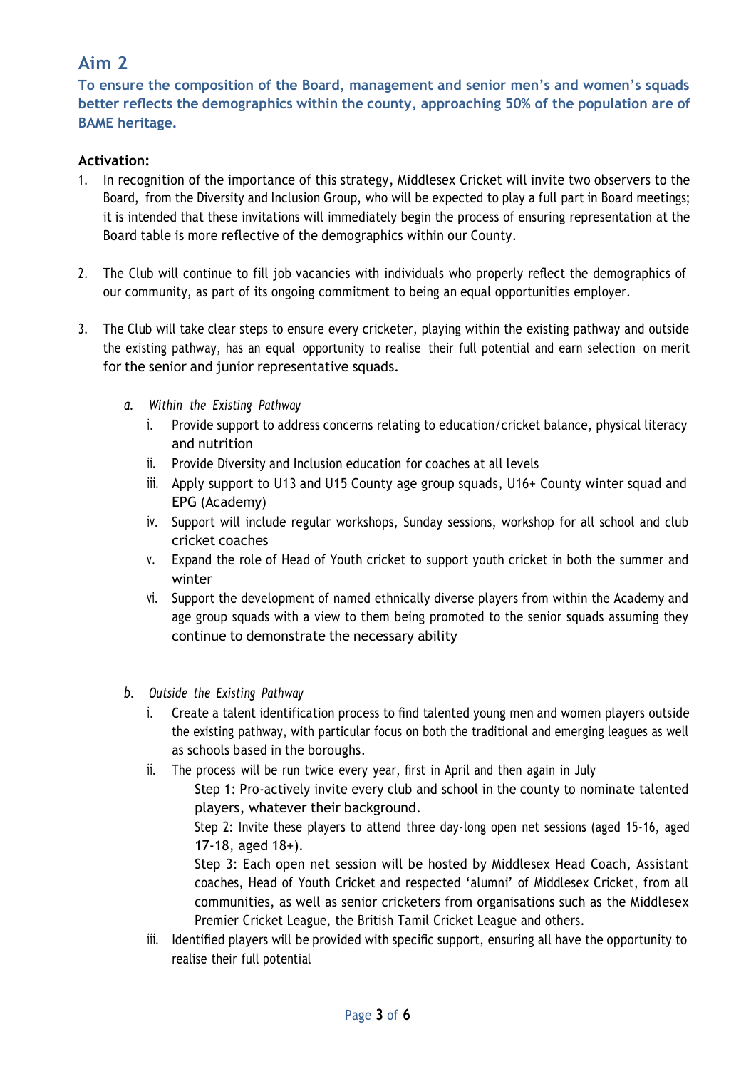## Aim 2

**To ensure the composition of the Board, management and senior men's and women's squads better reflects the demographics within the county, approaching 50% of the population are of BAME heritage.**

**Activation:**

1. In recognition of the importance of this strategy, Middlesex Cricket will invite two observers to the Board, from the Diversity and Inclusion Group, who will be expected to play a full part in Board meetings; it is intended that these invitations will immediately begin the process of ensuring representation at the Board table is more reflective of the demographics within our County.

2. The Club will continue to fill job vacancies with individuals who properly reflect the demographics of our community, as part of its ongoing commitment to being an equal opportunities employer.

3. The Club will take clear steps to ensure every cricketer, playing within the existing pathway and outside the existing pathway, has an equal opportunity to realise their full potential and earn selection on merit for the senior and junior representative squads.

   a. *Within the Existing Pathway*
      1. Provide support to address concerns relating to education/cricket balance, physical literacy and nutrition
      2. Provide Diversity and Inclusion education for coaches at all levels
      3. Apply support to U13 and U15 County age group squads, U16+ County winter squad and EPG (Academy)
      4. Support will include regular workshops, Sunday sessions, workshop for all school and club cricket coaches
      5. Expand the role of Head of Youth cricket to support youth cricket in both the summer and winter
      6. Support the development of named ethnically diverse players from within the Academy and age group squads with a view to them being promoted to the senior squads assuming they continue to demonstrate the necessary ability

   b. *Outside the Existing Pathway*
      1. Create a talent identification process to find talented young men and women players outside the existing pathway, with particular focus on both the traditional and emerging leagues as well as schools based in the boroughs.
      2. The process will be run twice every year, first in April and then again in July

         Step 1: Pro-actively invite every club and school in the county to nominate talented players, whatever their background.

         Step 2: Invite these players to attend three day-long open net sessions (aged 15-16, aged 17-18, aged 18+).

         Step 3: Each open net session will be hosted by Middlesex Head Coach, Assistant coaches, Head of Youth Cricket and respected 'alumni' of Middlesex Cricket, from all communities, as well as senior cricketers from organisations such as the Middlesex Premier Cricket League, the British Tamil Cricket League and others.
      3. Identified players will be provided with specific support, ensuring all have the opportunity to realise their full potential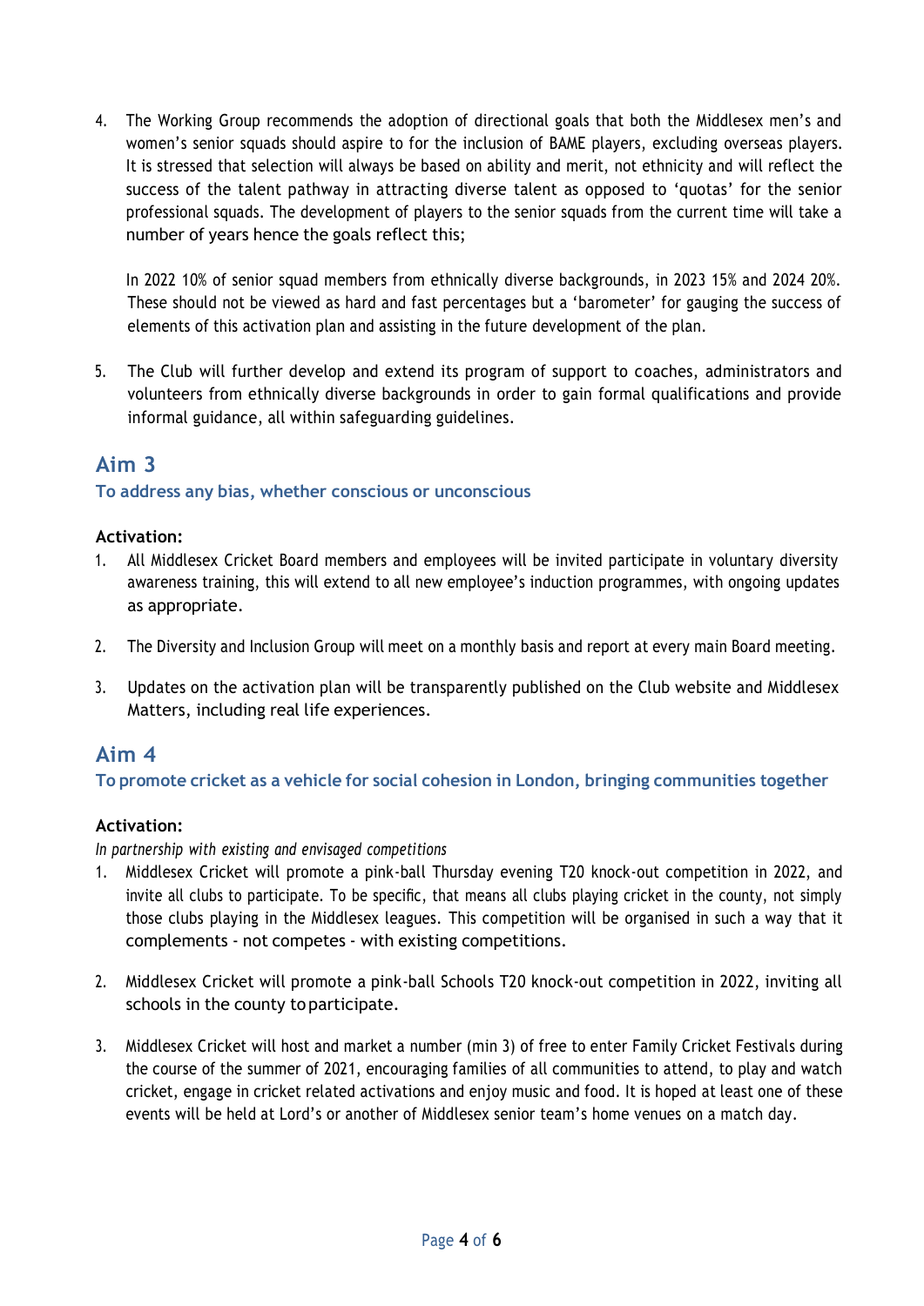4. The Working Group recommends the adoption of directional goals that both the Middlesex men's and women's senior squads should aspire to for the inclusion of BAME players, excluding overseas players. It is stressed that selection will always be based on ability and merit, not ethnicity and will reflect the success of the talent pathway in attracting diverse talent as opposed to 'quotas' for the senior professional squads. The development of players to the senior squads from the current time will take a number of years hence the goals reflect this;

   In 2022 10% of senior squad members from ethnically diverse backgrounds, in 2023 15% and 2024 20%. These should not be viewed as hard and fast percentages but a 'barometer' for gauging the success of elements of this activation plan and assisting in the future development of the plan.

5. The Club will further develop and extend its program of support to coaches, administrators and volunteers from ethnically diverse backgrounds in order to gain formal qualifications and provide informal guidance, all within safeguarding guidelines.

## Aim 3

### To address any bias, whether conscious or unconscious

**Activation:**

1. All Middlesex Cricket Board members and employees will be invited participate in voluntary diversity awareness training, this will extend to all new employee's induction programmes, with ongoing updates as appropriate.

2. The Diversity and Inclusion Group will meet on a monthly basis and report at every main Board meeting.

3. Updates on the activation plan will be transparently published on the Club website and Middlesex Matters, including real life experiences.

## Aim 4

### To promote cricket as a vehicle for social cohesion in London, bringing communities together

**Activation:**

*In partnership with existing and envisaged competitions*

1. Middlesex Cricket will promote a pink-ball Thursday evening T20 knock-out competition in 2022, and invite all clubs to participate. To be specific, that means all clubs playing cricket in the county, not simply those clubs playing in the Middlesex leagues. This competition will be organised in such a way that it complements - not competes - with existing competitions.

2. Middlesex Cricket will promote a pink-ball Schools T20 knock-out competition in 2022, inviting all schools in the county to participate.

3. Middlesex Cricket will host and market a number (min 3) of free to enter Family Cricket Festivals during the course of the summer of 2021, encouraging families of all communities to attend, to play and watch cricket, engage in cricket related activations and enjoy music and food. It is hoped at least one of these events will be held at Lord's or another of Middlesex senior team's home venues on a match day.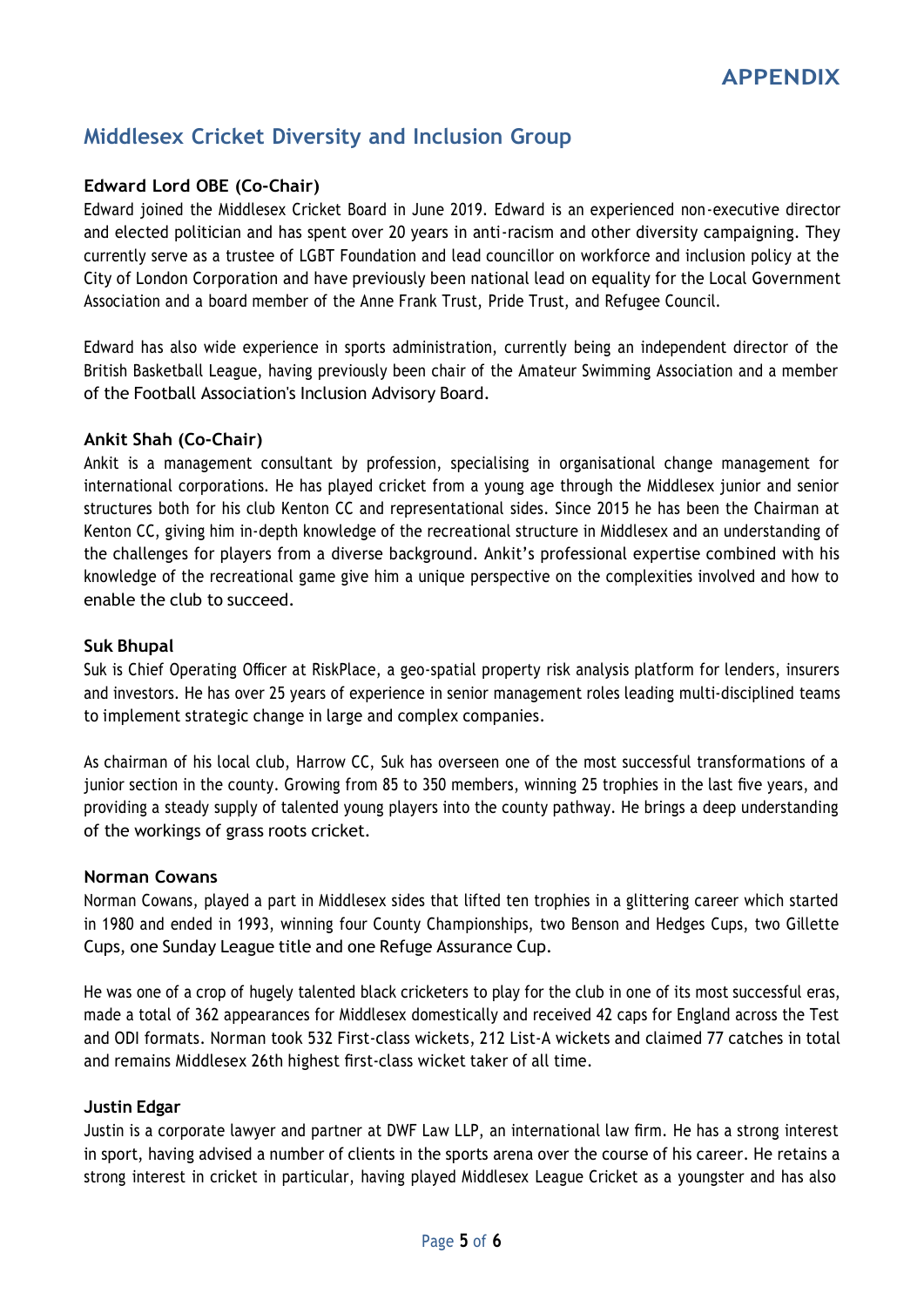# APPENDIX

## Middlesex Cricket Diversity and Inclusion Group

### Edward Lord OBE (Co-Chair)

Edward joined the Middlesex Cricket Board in June 2019. Edward is an experienced non-executive director and elected politician and has spent over 20 years in anti-racism and other diversity campaigning. They currently serve as a trustee of LGBT Foundation and lead councillor on workforce and inclusion policy at the City of London Corporation and have previously been national lead on equality for the Local Government Association and a board member of the Anne Frank Trust, Pride Trust, and Refugee Council.

Edward has also wide experience in sports administration, currently being an independent director of the British Basketball League, having previously been chair of the Amateur Swimming Association and a member of the Football Association's Inclusion Advisory Board.

### Ankit Shah (Co-Chair)

Ankit is a management consultant by profession, specialising in organisational change management for international corporations. He has played cricket from a young age through the Middlesex junior and senior structures both for his club Kenton CC and representational sides. Since 2015 he has been the Chairman at Kenton CC, giving him in-depth knowledge of the recreational structure in Middlesex and an understanding of the challenges for players from a diverse background. Ankit's professional expertise combined with his knowledge of the recreational game give him a unique perspective on the complexities involved and how to enable the club to succeed.

### Suk Bhupal

Suk is Chief Operating Officer at RiskPlace, a geo-spatial property risk analysis platform for lenders, insurers and investors. He has over 25 years of experience in senior management roles leading multi-disciplined teams to implement strategic change in large and complex companies.

As chairman of his local club, Harrow CC, Suk has overseen one of the most successful transformations of a junior section in the county. Growing from 85 to 350 members, winning 25 trophies in the last five years, and providing a steady supply of talented young players into the county pathway. He brings a deep understanding of the workings of grass roots cricket.

### Norman Cowans

Norman Cowans, played a part in Middlesex sides that lifted ten trophies in a glittering career which started in 1980 and ended in 1993, winning four County Championships, two Benson and Hedges Cups, two Gillette Cups, one Sunday League title and one Refuge Assurance Cup.

He was one of a crop of hugely talented black cricketers to play for the club in one of its most successful eras, made a total of 362 appearances for Middlesex domestically and received 42 caps for England across the Test and ODI formats. Norman took 532 First-class wickets, 212 List-A wickets and claimed 77 catches in total and remains Middlesex 26th highest first-class wicket taker of all time.

### Justin Edgar

Justin is a corporate lawyer and partner at DWF Law LLP, an international law firm. He has a strong interest in sport, having advised a number of clients in the sports arena over the course of his career. He retains a strong interest in cricket in particular, having played Middlesex League Cricket as a youngster and has also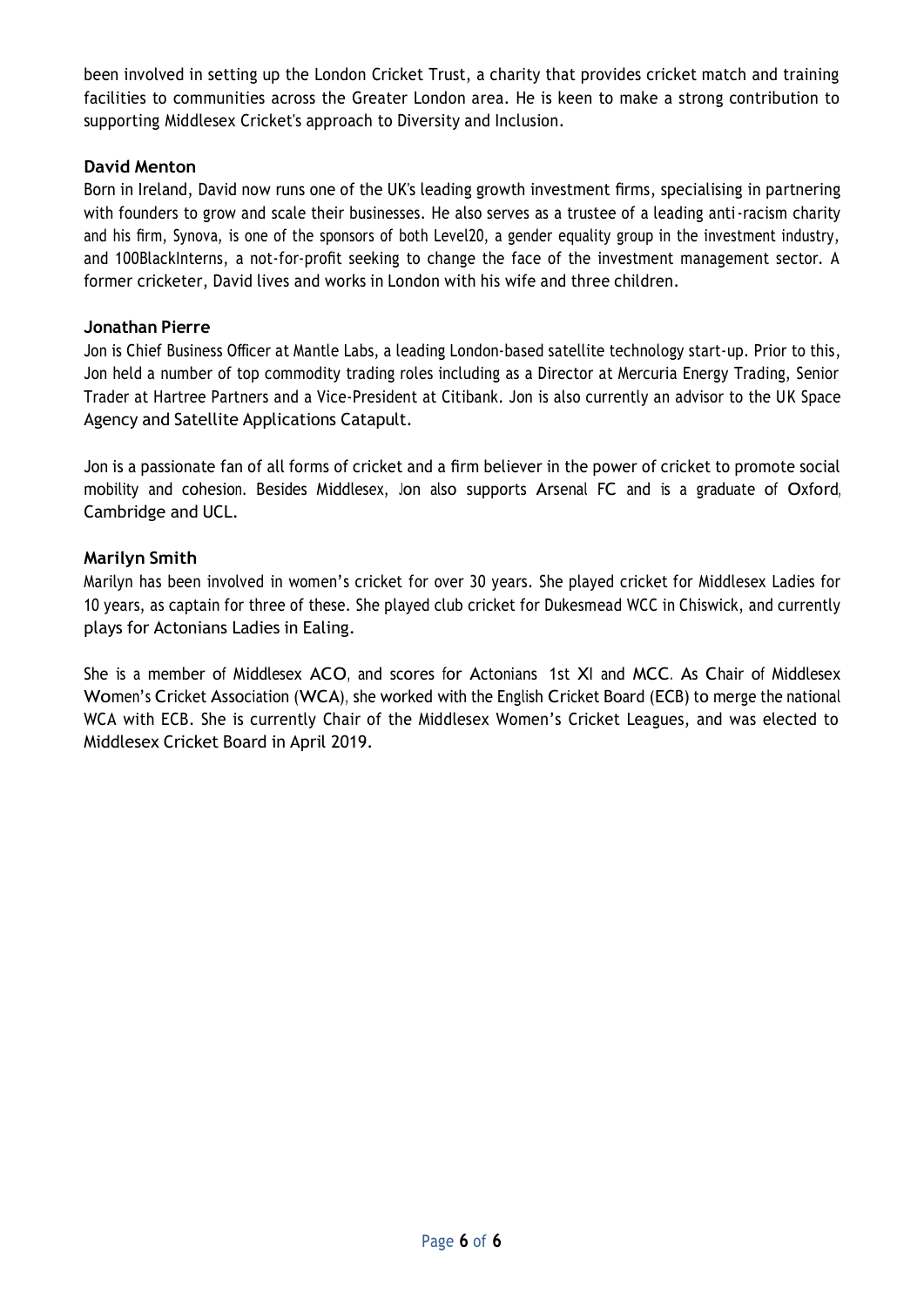been involved in setting up the London Cricket Trust, a charity that provides cricket match and training facilities to communities across the Greater London area. He is keen to make a strong contribution to supporting Middlesex Cricket's approach to Diversity and Inclusion.

### David Menton

Born in Ireland, David now runs one of the UK's leading growth investment firms, specialising in partnering with founders to grow and scale their businesses. He also serves as a trustee of a leading anti-racism charity and his firm, Synova, is one of the sponsors of both Level20, a gender equality group in the investment industry, and 100BlackInterns, a not-for-profit seeking to change the face of the investment management sector. A former cricketer, David lives and works in London with his wife and three children.

### Jonathan Pierre

Jon is Chief Business Officer at Mantle Labs, a leading London-based satellite technology start-up. Prior to this, Jon held a number of top commodity trading roles including as a Director at Mercuria Energy Trading, Senior Trader at Hartree Partners and a Vice-President at Citibank. Jon is also currently an advisor to the UK Space Agency and Satellite Applications Catapult.

Jon is a passionate fan of all forms of cricket and a firm believer in the power of cricket to promote social mobility and cohesion. Besides Middlesex, Jon also supports Arsenal FC and is a graduate of Oxford, Cambridge and UCL.

### Marilyn Smith

Marilyn has been involved in women's cricket for over 30 years. She played cricket for Middlesex Ladies for 10 years, as captain for three of these. She played club cricket for Dukesmead WCC in Chiswick, and currently plays for Actonians Ladies in Ealing.

She is a member of Middlesex ACO, and scores for Actonians 1st XI and MCC. As Chair of Middlesex Women's Cricket Association (WCA), she worked with the English Cricket Board (ECB) to merge the national WCA with ECB. She is currently Chair of the Middlesex Women's Cricket Leagues, and was elected to Middlesex Cricket Board in April 2019.